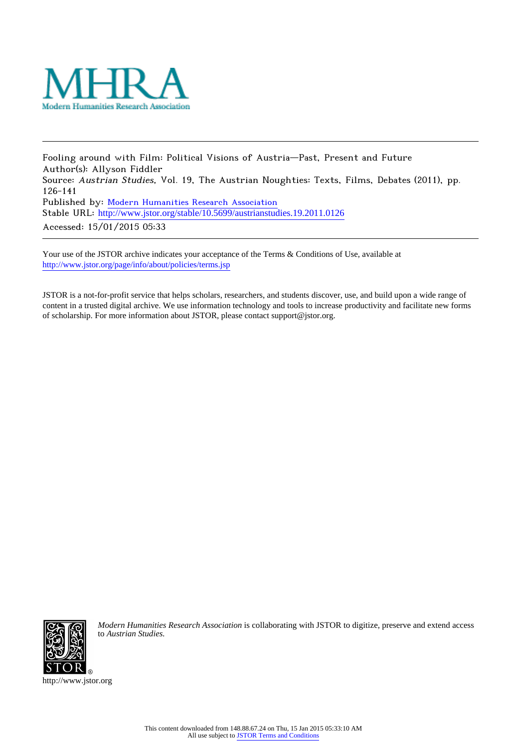MHRA

Modern Humanities Research Association

---

Fooling around with Film: Political Visions of Austria—Past, Present and Future
Author(s): Allyson Fiddler
Source: *Austrian Studies*, Vol. 19, The Austrian Noughties: Texts, Films, Debates (2011), pp. 126-141
Published by: Modern Humanities Research Association
Stable URL: http://www.jstor.org/stable/10.5699/austrianstudies.19.2011.0126
Accessed: 15/01/2015 05:33

---

Your use of the JSTOR archive indicates your acceptance of the Terms & Conditions of Use, available at http://www.jstor.org/page/info/about/policies/terms.jsp

JSTOR is a not-for-profit service that helps scholars, researchers, and students discover, use, and build upon a wide range of content in a trusted digital archive. We use information technology and tools to increase productivity and facilitate new forms of scholarship. For more information about JSTOR, please contact support@jstor.org.

*Modern Humanities Research Association* is collaborating with JSTOR to digitize, preserve and extend access to *Austrian Studies.*

http://www.jstor.org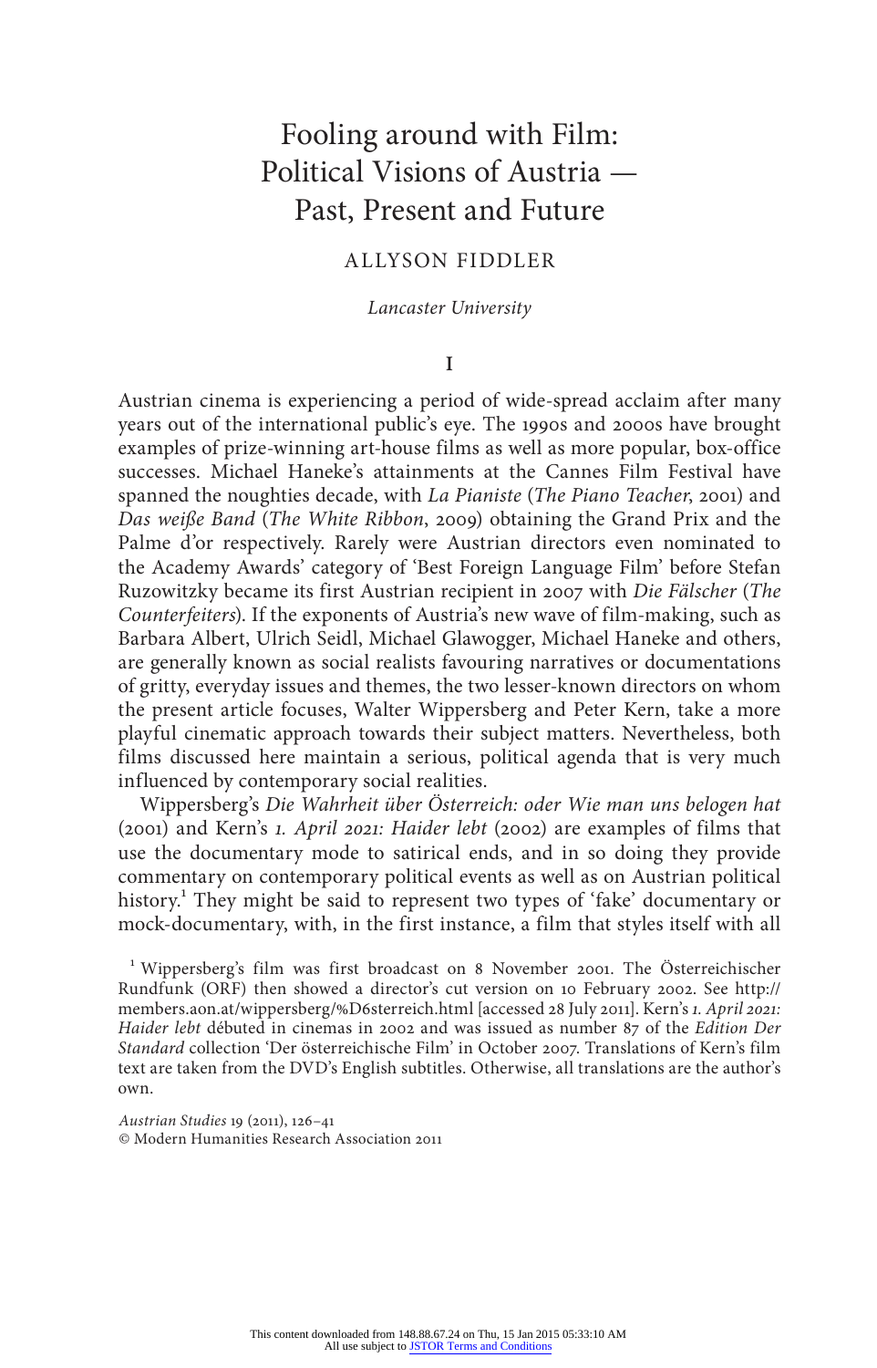# Fooling around with Film: Political Visions of Austria — Past, Present and Future

ALLYSON FIDDLER

*Lancaster University*

## I

Austrian cinema is experiencing a period of wide-spread acclaim after many years out of the international public's eye. The 1990s and 2000s have brought examples of prize-winning art-house films as well as more popular, box-office successes. Michael Haneke's attainments at the Cannes Film Festival have spanned the noughties decade, with *La Pianiste* (*The Piano Teacher*, 2001) and *Das weiße Band* (*The White Ribbon*, 2009) obtaining the Grand Prix and the Palme d'or respectively. Rarely were Austrian directors even nominated to the Academy Awards' category of 'Best Foreign Language Film' before Stefan Ruzowitzky became its first Austrian recipient in 2007 with *Die Fälscher* (*The Counterfeiters*). If the exponents of Austria's new wave of film-making, such as Barbara Albert, Ulrich Seidl, Michael Glawogger, Michael Haneke and others, are generally known as social realists favouring narratives or documentations of gritty, everyday issues and themes, the two lesser-known directors on whom the present article focuses, Walter Wippersberg and Peter Kern, take a more playful cinematic approach towards their subject matters. Nevertheless, both films discussed here maintain a serious, political agenda that is very much influenced by contemporary social realities.

Wippersberg's *Die Wahrheit über Österreich: oder Wie man uns belogen hat* (2001) and Kern's *1. April 2021: Haider lebt* (2002) are examples of films that use the documentary mode to satirical ends, and in so doing they provide commentary on contemporary political events as well as on Austrian political history.[1] They might be said to represent two types of 'fake' documentary or mock-documentary, with, in the first instance, a film that styles itself with all

[1] Wippersberg's film was first broadcast on 8 November 2001. The Österreichischer Rundfunk (ORF) then showed a director's cut version on 10 February 2002. See http://members.aon.at/wippersberg/%D6sterreich.html [accessed 28 July 2011]. Kern's *1. April 2021: Haider lebt* débuted in cinemas in 2002 and was issued as number 87 of the *Edition Der Standard* collection 'Der österreichische Film' in October 2007. Translations of Kern's film text are taken from the DVD's English subtitles. Otherwise, all translations are the author's own.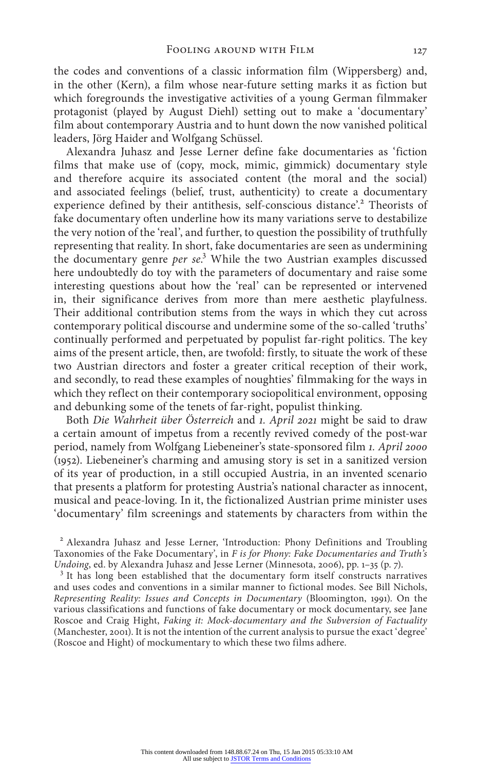the codes and conventions of a classic information film (Wippersberg) and, in the other (Kern), a film whose near-future setting marks it as fiction but which foregrounds the investigative activities of a young German filmmaker protagonist (played by August Diehl) setting out to make a 'documentary' film about contemporary Austria and to hunt down the now vanished political leaders, Jörg Haider and Wolfgang Schüssel.

Alexandra Juhasz and Jesse Lerner define fake documentaries as 'fiction films that make use of (copy, mock, mimic, gimmick) documentary style and therefore acquire its associated content (the moral and the social) and associated feelings (belief, trust, authenticity) to create a documentary experience defined by their antithesis, self-conscious distance'.[2] Theorists of fake documentary often underline how its many variations serve to destabilize the very notion of the 'real', and further, to question the possibility of truthfully representing that reality. In short, fake documentaries are seen as undermining the documentary genre *per se*.[3] While the two Austrian examples discussed here undoubtedly do toy with the parameters of documentary and raise some interesting questions about how the 'real' can be represented or intervened in, their significance derives from more than mere aesthetic playfulness. Their additional contribution stems from the ways in which they cut across contemporary political discourse and undermine some of the so-called 'truths' continually performed and perpetuated by populist far-right politics. The key aims of the present article, then, are twofold: firstly, to situate the work of these two Austrian directors and foster a greater critical reception of their work, and secondly, to read these examples of noughties' filmmaking for the ways in which they reflect on their contemporary sociopolitical environment, opposing and debunking some of the tenets of far-right, populist thinking.

Both *Die Wahrheit über Österreich* and *1. April 2021* might be said to draw a certain amount of impetus from a recently revived comedy of the post-war period, namely from Wolfgang Liebeneiner's state-sponsored film *1. April 2000* (1952). Liebeneiner's charming and amusing story is set in a sanitized version of its year of production, in a still occupied Austria, in an invented scenario that presents a platform for protesting Austria's national character as innocent, musical and peace-loving. In it, the fictionalized Austrian prime minister uses 'documentary' film screenings and statements by characters from within the

[2] Alexandra Juhasz and Jesse Lerner, 'Introduction: Phony Definitions and Troubling Taxonomies of the Fake Documentary', in *F is for Phony: Fake Documentaries and Truth's Undoing*, ed. by Alexandra Juhasz and Jesse Lerner (Minnesota, 2006), pp. 1–35 (p. 7).

[3] It has long been established that the documentary form itself constructs narratives and uses codes and conventions in a similar manner to fictional modes. See Bill Nichols, *Representing Reality: Issues and Concepts in Documentary* (Bloomington, 1991). On the various classifications and functions of fake documentary or mock documentary, see Jane Roscoe and Craig Hight, *Faking it: Mock-documentary and the Subversion of Factuality* (Manchester, 2001). It is not the intention of the current analysis to pursue the exact 'degree' (Roscoe and Hight) of mockumentary to which these two films adhere.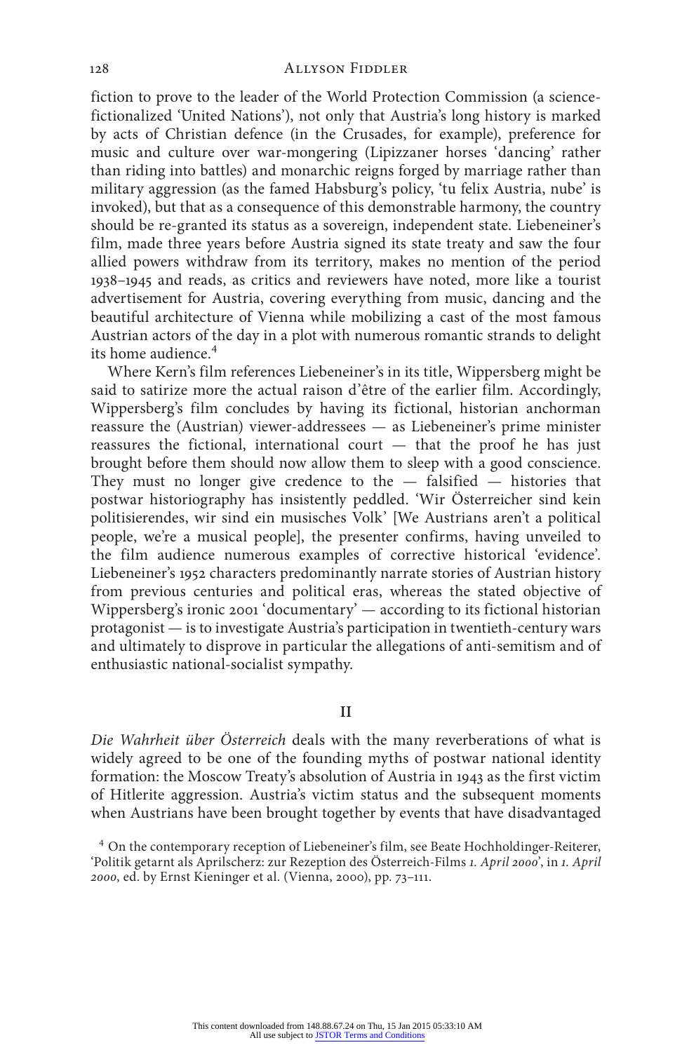fiction to prove to the leader of the World Protection Commission (a science-fictionalized 'United Nations'), not only that Austria's long history is marked by acts of Christian defence (in the Crusades, for example), preference for music and culture over war-mongering (Lipizzaner horses 'dancing' rather than riding into battles) and monarchic reigns forged by marriage rather than military aggression (as the famed Habsburg's policy, 'tu felix Austria, nube' is invoked), but that as a consequence of this demonstrable harmony, the country should be re-granted its status as a sovereign, independent state. Liebeneiner's film, made three years before Austria signed its state treaty and saw the four allied powers withdraw from its territory, makes no mention of the period 1938–1945 and reads, as critics and reviewers have noted, more like a tourist advertisement for Austria, covering everything from music, dancing and the beautiful architecture of Vienna while mobilizing a cast of the most famous Austrian actors of the day in a plot with numerous romantic strands to delight its home audience.[4]

Where Kern's film references Liebeneiner's in its title, Wippersberg might be said to satirize more the actual raison d'être of the earlier film. Accordingly, Wippersberg's film concludes by having its fictional, historian anchorman reassure the (Austrian) viewer-addressees — as Liebeneiner's prime minister reassures the fictional, international court — that the proof he has just brought before them should now allow them to sleep with a good conscience. They must no longer give credence to the — falsified — histories that postwar historiography has insistently peddled. 'Wir Österreicher sind kein politisierendes, wir sind ein musisches Volk' [We Austrians aren't a political people, we're a musical people], the presenter confirms, having unveiled to the film audience numerous examples of corrective historical 'evidence'. Liebeneiner's 1952 characters predominantly narrate stories of Austrian history from previous centuries and political eras, whereas the stated objective of Wippersberg's ironic 2001 'documentary' — according to its fictional historian protagonist — is to investigate Austria's participation in twentieth-century wars and ultimately to disprove in particular the allegations of anti-semitism and of enthusiastic national-socialist sympathy.

## II

*Die Wahrheit über Österreich* deals with the many reverberations of what is widely agreed to be one of the founding myths of postwar national identity formation: the Moscow Treaty's absolution of Austria in 1943 as the first victim of Hitlerite aggression. Austria's victim status and the subsequent moments when Austrians have been brought together by events that have disadvantaged

[4] On the contemporary reception of Liebeneiner's film, see Beate Hochholdinger-Reiterer, 'Politik getarnt als Aprilscherz: zur Rezeption des Österreich-Films *1. April 2000*', in *1. April 2000*, ed. by Ernst Kieninger et al. (Vienna, 2000), pp. 73–111.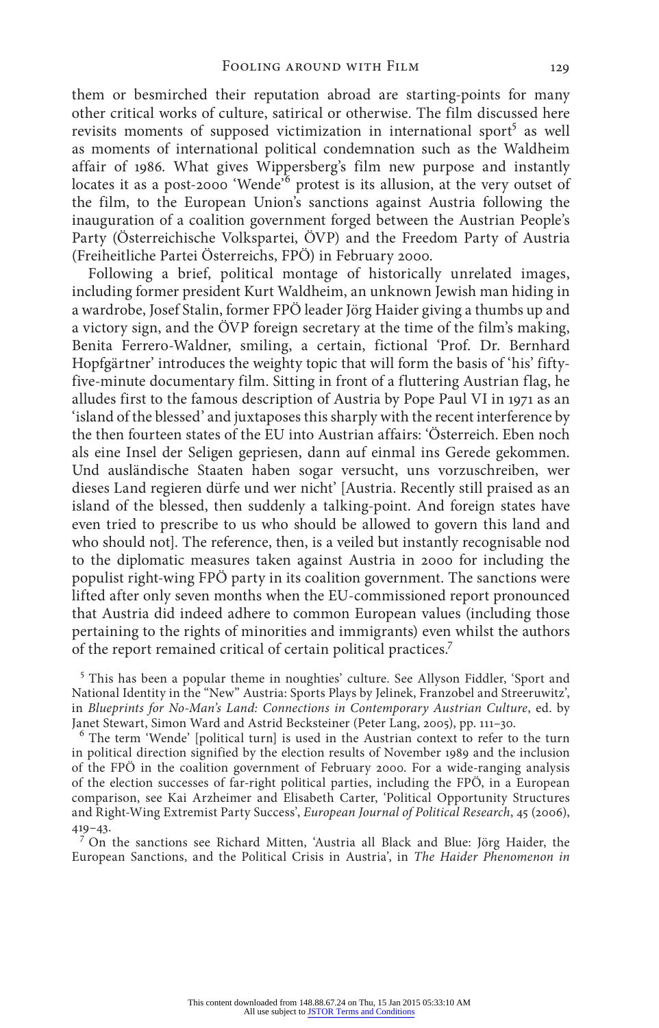them or besmirched their reputation abroad are starting-points for many other critical works of culture, satirical or otherwise. The film discussed here revisits moments of supposed victimization in international sport[5] as well as moments of international political condemnation such as the Waldheim affair of 1986. What gives Wippersberg's film new purpose and instantly locates it as a post-2000 'Wende'[6] protest is its allusion, at the very outset of the film, to the European Union's sanctions against Austria following the inauguration of a coalition government forged between the Austrian People's Party (Österreichische Volkspartei, ÖVP) and the Freedom Party of Austria (Freiheitliche Partei Österreichs, FPÖ) in February 2000.

Following a brief, political montage of historically unrelated images, including former president Kurt Waldheim, an unknown Jewish man hiding in a wardrobe, Josef Stalin, former FPÖ leader Jörg Haider giving a thumbs up and a victory sign, and the ÖVP foreign secretary at the time of the film's making, Benita Ferrero-Waldner, smiling, a certain, fictional 'Prof. Dr. Bernhard Hopfgärtner' introduces the weighty topic that will form the basis of 'his' fifty-five-minute documentary film. Sitting in front of a fluttering Austrian flag, he alludes first to the famous description of Austria by Pope Paul VI in 1971 as an 'island of the blessed' and juxtaposes this sharply with the recent interference by the then fourteen states of the EU into Austrian affairs: 'Österreich. Eben noch als eine Insel der Seligen gepriesen, dann auf einmal ins Gerede gekommen. Und ausländische Staaten haben sogar versucht, uns vorzuschreiben, wer dieses Land regieren dürfe und wer nicht' [Austria. Recently still praised as an island of the blessed, then suddenly a talking-point. And foreign states have even tried to prescribe to us who should be allowed to govern this land and who should not]. The reference, then, is a veiled but instantly recognisable nod to the diplomatic measures taken against Austria in 2000 for including the populist right-wing FPÖ party in its coalition government. The sanctions were lifted after only seven months when the EU-commissioned report pronounced that Austria did indeed adhere to common European values (including those pertaining to the rights of minorities and immigrants) even whilst the authors of the report remained critical of certain political practices.[7]

[5] This has been a popular theme in noughties' culture. See Allyson Fiddler, 'Sport and National Identity in the "New" Austria: Sports Plays by Jelinek, Franzobel and Streeruwitz', in *Blueprints for No-Man's Land: Connections in Contemporary Austrian Culture*, ed. by Janet Stewart, Simon Ward and Astrid Becksteiner (Peter Lang, 2005), pp. 111–30.

[6] The term 'Wende' [political turn] is used in the Austrian context to refer to the turn in political direction signified by the election results of November 1989 and the inclusion of the FPÖ in the coalition government of February 2000. For a wide-ranging analysis of the election successes of far-right political parties, including the FPÖ, in a European comparison, see Kai Arzheimer and Elisabeth Carter, 'Political Opportunity Structures and Right-Wing Extremist Party Success', *European Journal of Political Research*, 45 (2006), 419–43.

[7] On the sanctions see Richard Mitten, 'Austria all Black and Blue: Jörg Haider, the European Sanctions, and the Political Crisis in Austria', in *The Haider Phenomenon in*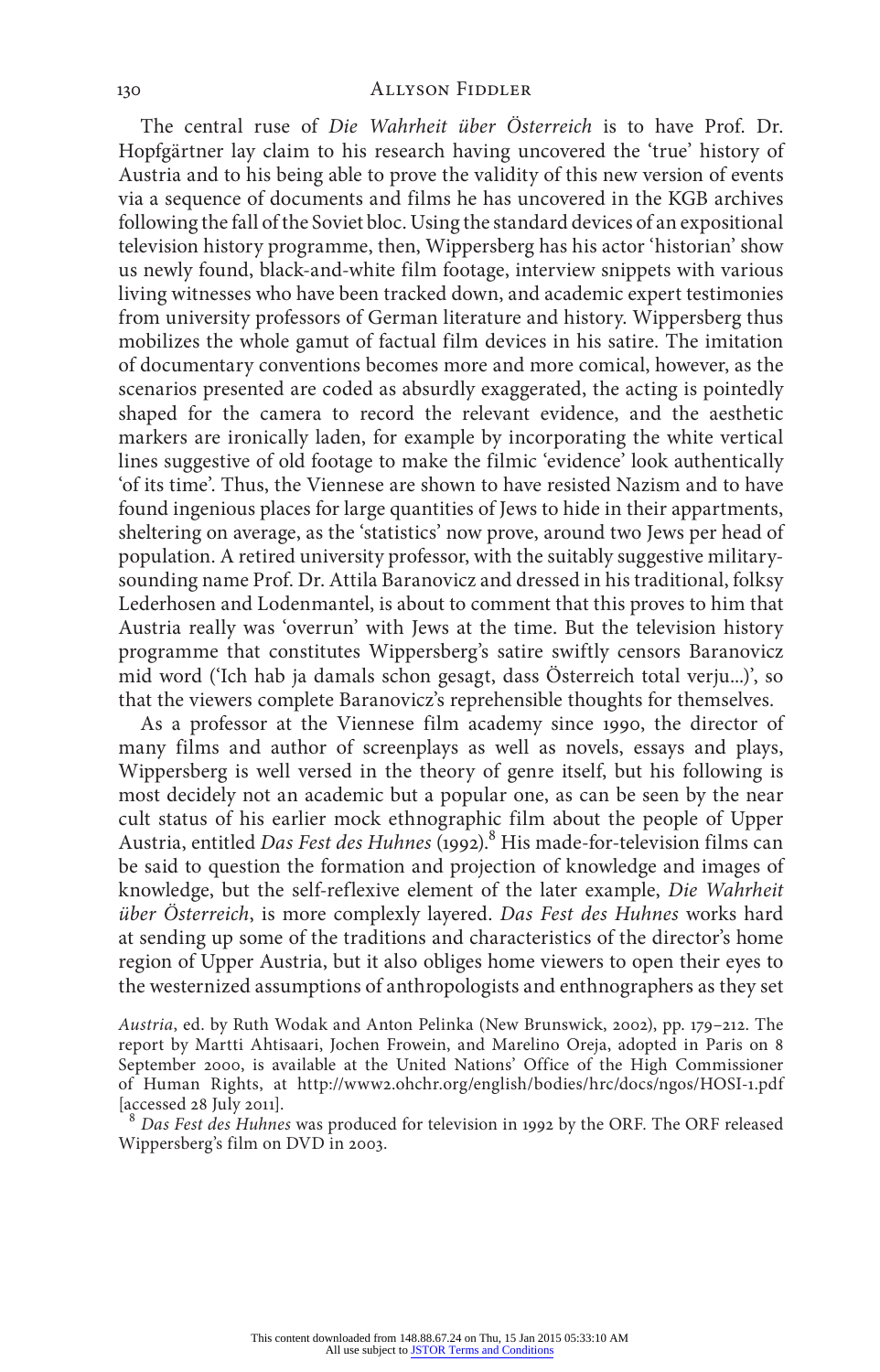The central ruse of *Die Wahrheit über Österreich* is to have Prof. Dr. Hopfgärtner lay claim to his research having uncovered the 'true' history of Austria and to his being able to prove the validity of this new version of events via a sequence of documents and films he has uncovered in the KGB archives following the fall of the Soviet bloc. Using the standard devices of an expositional television history programme, then, Wippersberg has his actor 'historian' show us newly found, black-and-white film footage, interview snippets with various living witnesses who have been tracked down, and academic expert testimonies from university professors of German literature and history. Wippersberg thus mobilizes the whole gamut of factual film devices in his satire. The imitation of documentary conventions becomes more and more comical, however, as the scenarios presented are coded as absurdly exaggerated, the acting is pointedly shaped for the camera to record the relevant evidence, and the aesthetic markers are ironically laden, for example by incorporating the white vertical lines suggestive of old footage to make the filmic 'evidence' look authentically 'of its time'. Thus, the Viennese are shown to have resisted Nazism and to have found ingenious places for large quantities of Jews to hide in their appartments, sheltering on average, as the 'statistics' now prove, around two Jews per head of population. A retired university professor, with the suitably suggestive military-sounding name Prof. Dr. Attila Baranovicz and dressed in his traditional, folksy Lederhosen and Lodenmantel, is about to comment that this proves to him that Austria really was 'overrun' with Jews at the time. But the television history programme that constitutes Wippersberg's satire swiftly censors Baranovicz mid word ('Ich hab ja damals schon gesagt, dass Österreich total verju...)', so that the viewers complete Baranovicz's reprehensible thoughts for themselves.

As a professor at the Viennese film academy since 1990, the director of many films and author of screenplays as well as novels, essays and plays, Wippersberg is well versed in the theory of genre itself, but his following is most decidely not an academic but a popular one, as can be seen by the near cult status of his earlier mock ethnographic film about the people of Upper Austria, entitled *Das Fest des Huhnes* (1992).[8] His made-for-television films can be said to question the formation and projection of knowledge and images of knowledge, but the self-reflexive element of the later example, *Die Wahrheit über Österreich*, is more complexly layered. *Das Fest des Huhnes* works hard at sending up some of the traditions and characteristics of the director's home region of Upper Austria, but it also obliges home viewers to open their eyes to the westernized assumptions of anthropologists and enthnographers as they set

*Austria*, ed. by Ruth Wodak and Anton Pelinka (New Brunswick, 2002), pp. 179–212. The report by Martti Ahtisaari, Jochen Frowein, and Marelino Oreja, adopted in Paris on 8 September 2000, is available at the United Nations' Office of the High Commissioner of Human Rights, at http://www2.ohchr.org/english/bodies/hrc/docs/ngos/HOSI-1.pdf [accessed 28 July 2011].

[8] *Das Fest des Huhnes* was produced for television in 1992 by the ORF. The ORF released Wippersberg's film on DVD in 2003.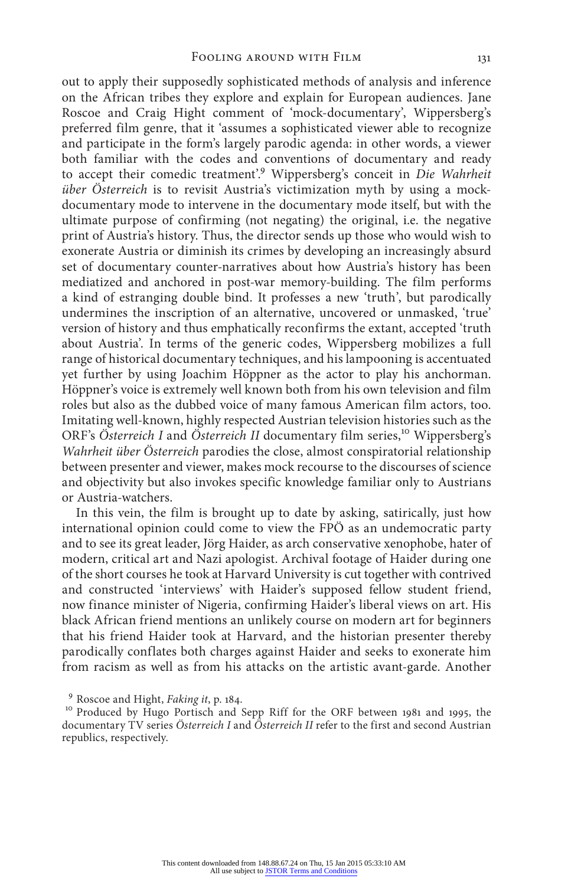out to apply their supposedly sophisticated methods of analysis and inference on the African tribes they explore and explain for European audiences. Jane Roscoe and Craig Hight comment of 'mock-documentary', Wippersberg's preferred film genre, that it 'assumes a sophisticated viewer able to recognize and participate in the form's largely parodic agenda: in other words, a viewer both familiar with the codes and conventions of documentary and ready to accept their comedic treatment'.[9] Wippersberg's conceit in *Die Wahrheit über Österreich* is to revisit Austria's victimization myth by using a mock-documentary mode to intervene in the documentary mode itself, but with the ultimate purpose of confirming (not negating) the original, i.e. the negative print of Austria's history. Thus, the director sends up those who would wish to exonerate Austria or diminish its crimes by developing an increasingly absurd set of documentary counter-narratives about how Austria's history has been mediatized and anchored in post-war memory-building. The film performs a kind of estranging double bind. It professes a new 'truth', but parodically undermines the inscription of an alternative, uncovered or unmasked, 'true' version of history and thus emphatically reconfirms the extant, accepted 'truth about Austria'. In terms of the generic codes, Wippersberg mobilizes a full range of historical documentary techniques, and his lampooning is accentuated yet further by using Joachim Höppner as the actor to play his anchorman. Höppner's voice is extremely well known both from his own television and film roles but also as the dubbed voice of many famous American film actors, too. Imitating well-known, highly respected Austrian television histories such as the ORF's *Österreich I* and *Österreich II* documentary film series,[10] Wippersberg's *Wahrheit über Österreich* parodies the close, almost conspiratorial relationship between presenter and viewer, makes mock recourse to the discourses of science and objectivity but also invokes specific knowledge familiar only to Austrians or Austria-watchers.

In this vein, the film is brought up to date by asking, satirically, just how international opinion could come to view the FPÖ as an undemocratic party and to see its great leader, Jörg Haider, as arch conservative xenophobe, hater of modern, critical art and Nazi apologist. Archival footage of Haider during one of the short courses he took at Harvard University is cut together with contrived and constructed 'interviews' with Haider's supposed fellow student friend, now finance minister of Nigeria, confirming Haider's liberal views on art. His black African friend mentions an unlikely course on modern art for beginners that his friend Haider took at Harvard, and the historian presenter thereby parodically conflates both charges against Haider and seeks to exonerate him from racism as well as from his attacks on the artistic avant-garde. Another

[9] Roscoe and Hight, *Faking it*, p. 184.

[10] Produced by Hugo Portisch and Sepp Riff for the ORF between 1981 and 1995, the documentary TV series *Österreich I* and *Österreich II* refer to the first and second Austrian republics, respectively.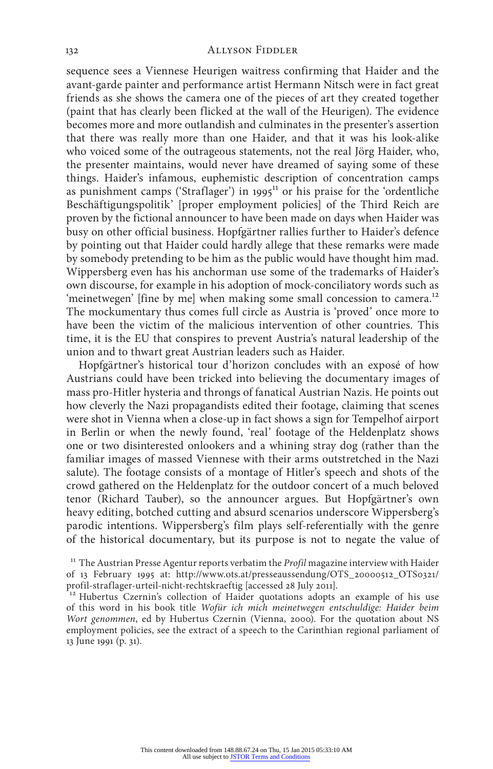sequence sees a Viennese Heurigen waitress confirming that Haider and the avant-garde painter and performance artist Hermann Nitsch were in fact great friends as she shows the camera one of the pieces of art they created together (paint that has clearly been flicked at the wall of the Heurigen). The evidence becomes more and more outlandish and culminates in the presenter's assertion that there was really more than one Haider, and that it was his look-alike who voiced some of the outrageous statements, not the real Jörg Haider, who, the presenter maintains, would never have dreamed of saying some of these things. Haider's infamous, euphemistic description of concentration camps as punishment camps ('Straflager') in 1995[11] or his praise for the 'ordentliche Beschäftigungspolitik' [proper employment policies] of the Third Reich are proven by the fictional announcer to have been made on days when Haider was busy on other official business. Hopfgärtner rallies further to Haider's defence by pointing out that Haider could hardly allege that these remarks were made by somebody pretending to be him as the public would have thought him mad. Wippersberg even has his anchorman use some of the trademarks of Haider's own discourse, for example in his adoption of mock-conciliatory words such as 'meinetwegen' [fine by me] when making some small concession to camera.[12] The mockumentary thus comes full circle as Austria is 'proved' once more to have been the victim of the malicious intervention of other countries. This time, it is the EU that conspires to prevent Austria's natural leadership of the union and to thwart great Austrian leaders such as Haider.

Hopfgärtner's historical tour d'horizon concludes with an exposé of how Austrians could have been tricked into believing the documentary images of mass pro-Hitler hysteria and throngs of fanatical Austrian Nazis. He points out how cleverly the Nazi propagandists edited their footage, claiming that scenes were shot in Vienna when a close-up in fact shows a sign for Tempelhof airport in Berlin or when the newly found, 'real' footage of the Heldenplatz shows one or two disinterested onlookers and a whining stray dog (rather than the familiar images of massed Viennese with their arms outstretched in the Nazi salute). The footage consists of a montage of Hitler's speech and shots of the crowd gathered on the Heldenplatz for the outdoor concert of a much beloved tenor (Richard Tauber), so the announcer argues. But Hopfgärtner's own heavy editing, botched cutting and absurd scenarios underscore Wippersberg's parodic intentions. Wippersberg's film plays self-referentially with the genre of the historical documentary, but its purpose is not to negate the value of

[11] The Austrian Presse Agentur reports verbatim the *Profil* magazine interview with Haider of 13 February 1995 at: http://www.ots.at/presseaussendung/OTS_20000512_OTS0321/profil-straflager-urteil-nicht-rechtskraeftig [accessed 28 July 2011].

[12] Hubertus Czernin's collection of Haider quotations adopts an example of his use of this word in his book title *Wofür ich mich meinetwegen entschuldige: Haider beim Wort genommen*, ed by Hubertus Czernin (Vienna, 2000). For the quotation about NS employment policies, see the extract of a speech to the Carinthian regional parliament of 13 June 1991 (p. 31).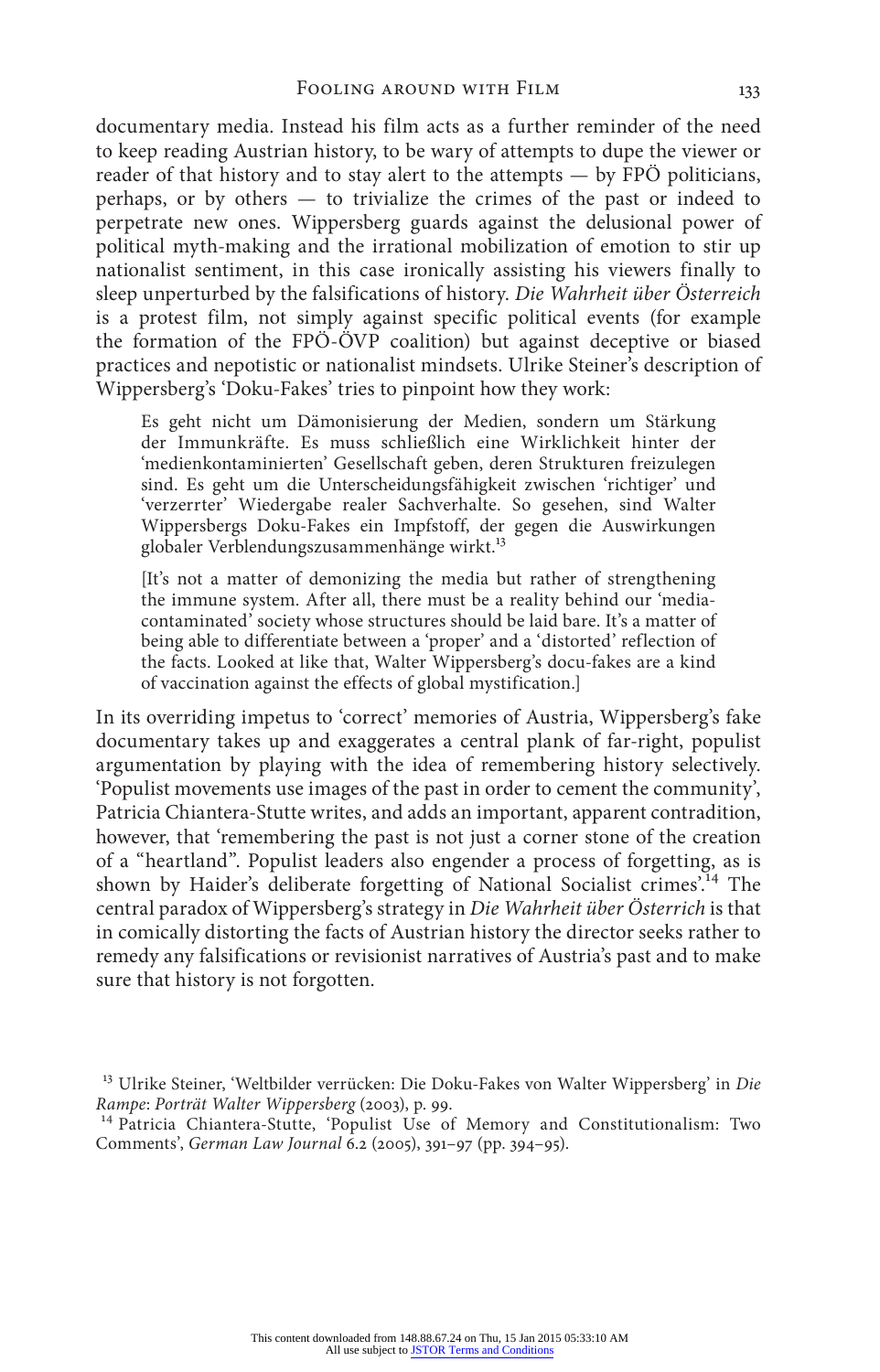documentary media. Instead his film acts as a further reminder of the need to keep reading Austrian history, to be wary of attempts to dupe the viewer or reader of that history and to stay alert to the attempts — by FPÖ politicians, perhaps, or by others — to trivialize the crimes of the past or indeed to perpetrate new ones. Wippersberg guards against the delusional power of political myth-making and the irrational mobilization of emotion to stir up nationalist sentiment, in this case ironically assisting his viewers finally to sleep unperturbed by the falsifications of history. *Die Wahrheit über Österreich* is a protest film, not simply against specific political events (for example the formation of the FPÖ-ÖVP coalition) but against deceptive or biased practices and nepotistic or nationalist mindsets. Ulrike Steiner's description of Wippersberg's 'Doku-Fakes' tries to pinpoint how they work:

> Es geht nicht um Dämonisierung der Medien, sondern um Stärkung der Immunkräfte. Es muss schließlich eine Wirklichkeit hinter der 'medienkontaminierten' Gesellschaft geben, deren Strukturen freizulegen sind. Es geht um die Unterscheidungsfähigkeit zwischen 'richtiger' und 'verzerrter' Wiedergabe realer Sachverhalte. So gesehen, sind Walter Wippersbergs Doku-Fakes ein Impfstoff, der gegen die Auswirkungen globaler Verblendungszusammenhänge wirkt.[13]
>
> [It's not a matter of demonizing the media but rather of strengthening the immune system. After all, there must be a reality behind our 'media-contaminated' society whose structures should be laid bare. It's a matter of being able to differentiate between a 'proper' and a 'distorted' reflection of the facts. Looked at like that, Walter Wippersberg's docu-fakes are a kind of vaccination against the effects of global mystification.]

In its overriding impetus to 'correct' memories of Austria, Wippersberg's fake documentary takes up and exaggerates a central plank of far-right, populist argumentation by playing with the idea of remembering history selectively. 'Populist movements use images of the past in order to cement the community', Patricia Chiantera-Stutte writes, and adds an important, apparent contradition, however, that 'remembering the past is not just a corner stone of the creation of a "heartland". Populist leaders also engender a process of forgetting, as is shown by Haider's deliberate forgetting of National Socialist crimes'.[14] The central paradox of Wippersberg's strategy in *Die Wahrheit über Österrich* is that in comically distorting the facts of Austrian history the director seeks rather to remedy any falsifications or revisionist narratives of Austria's past and to make sure that history is not forgotten.

[13] Ulrike Steiner, 'Weltbilder verrücken: Die Doku-Fakes von Walter Wippersberg' in *Die Rampe*: *Porträt Walter Wippersberg* (2003), p. 99.

[14] Patricia Chiantera-Stutte, 'Populist Use of Memory and Constitutionalism: Two Comments', *German Law Journal* 6.2 (2005), 391–97 (pp. 394–95).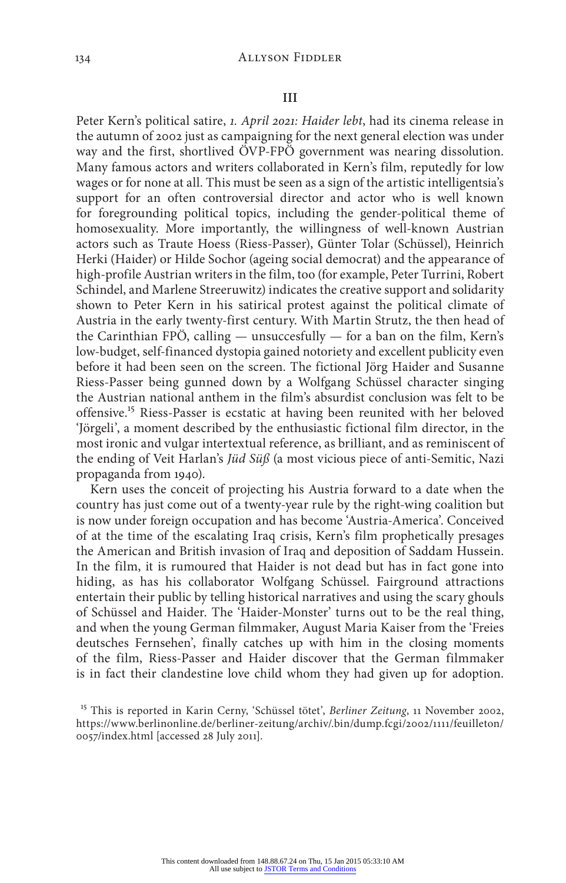## III

Peter Kern's political satire, *1. April 2021: Haider lebt*, had its cinema release in the autumn of 2002 just as campaigning for the next general election was under way and the first, shortlived ÖVP-FPÖ government was nearing dissolution. Many famous actors and writers collaborated in Kern's film, reputedly for low wages or for none at all. This must be seen as a sign of the artistic intelligentsia's support for an often controversial director and actor who is well known for foregrounding political topics, including the gender-political theme of homosexuality. More importantly, the willingness of well-known Austrian actors such as Traute Hoess (Riess-Passer), Günter Tolar (Schüssel), Heinrich Herki (Haider) or Hilde Sochor (ageing social democrat) and the appearance of high-profile Austrian writers in the film, too (for example, Peter Turrini, Robert Schindel, and Marlene Streeruwitz) indicates the creative support and solidarity shown to Peter Kern in his satirical protest against the political climate of Austria in the early twenty-first century. With Martin Strutz, the then head of the Carinthian FPÖ, calling — unsuccesfully — for a ban on the film, Kern's low-budget, self-financed dystopia gained notoriety and excellent publicity even before it had been seen on the screen. The fictional Jörg Haider and Susanne Riess-Passer being gunned down by a Wolfgang Schüssel character singing the Austrian national anthem in the film's absurdist conclusion was felt to be offensive.[15] Riess-Passer is ecstatic at having been reunited with her beloved 'Jörgeli', a moment described by the enthusiastic fictional film director, in the most ironic and vulgar intertextual reference, as brilliant, and as reminiscent of the ending of Veit Harlan's *Jüd Süß* (a most vicious piece of anti-Semitic, Nazi propaganda from 1940).

Kern uses the conceit of projecting his Austria forward to a date when the country has just come out of a twenty-year rule by the right-wing coalition but is now under foreign occupation and has become 'Austria-America'. Conceived of at the time of the escalating Iraq crisis, Kern's film prophetically presages the American and British invasion of Iraq and deposition of Saddam Hussein. In the film, it is rumoured that Haider is not dead but has in fact gone into hiding, as has his collaborator Wolfgang Schüssel. Fairground attractions entertain their public by telling historical narratives and using the scary ghouls of Schüssel and Haider. The 'Haider-Monster' turns out to be the real thing, and when the young German filmmaker, August Maria Kaiser from the 'Freies deutsches Fernsehen', finally catches up with him in the closing moments of the film, Riess-Passer and Haider discover that the German filmmaker is in fact their clandestine love child whom they had given up for adoption.

[15] This is reported in Karin Cerny, 'Schüssel tötet', *Berliner Zeitung*, 11 November 2002, https://www.berlinonline.de/berliner-zeitung/archiv/.bin/dump.fcgi/2002/1111/feuilleton/0057/index.html [accessed 28 July 2011].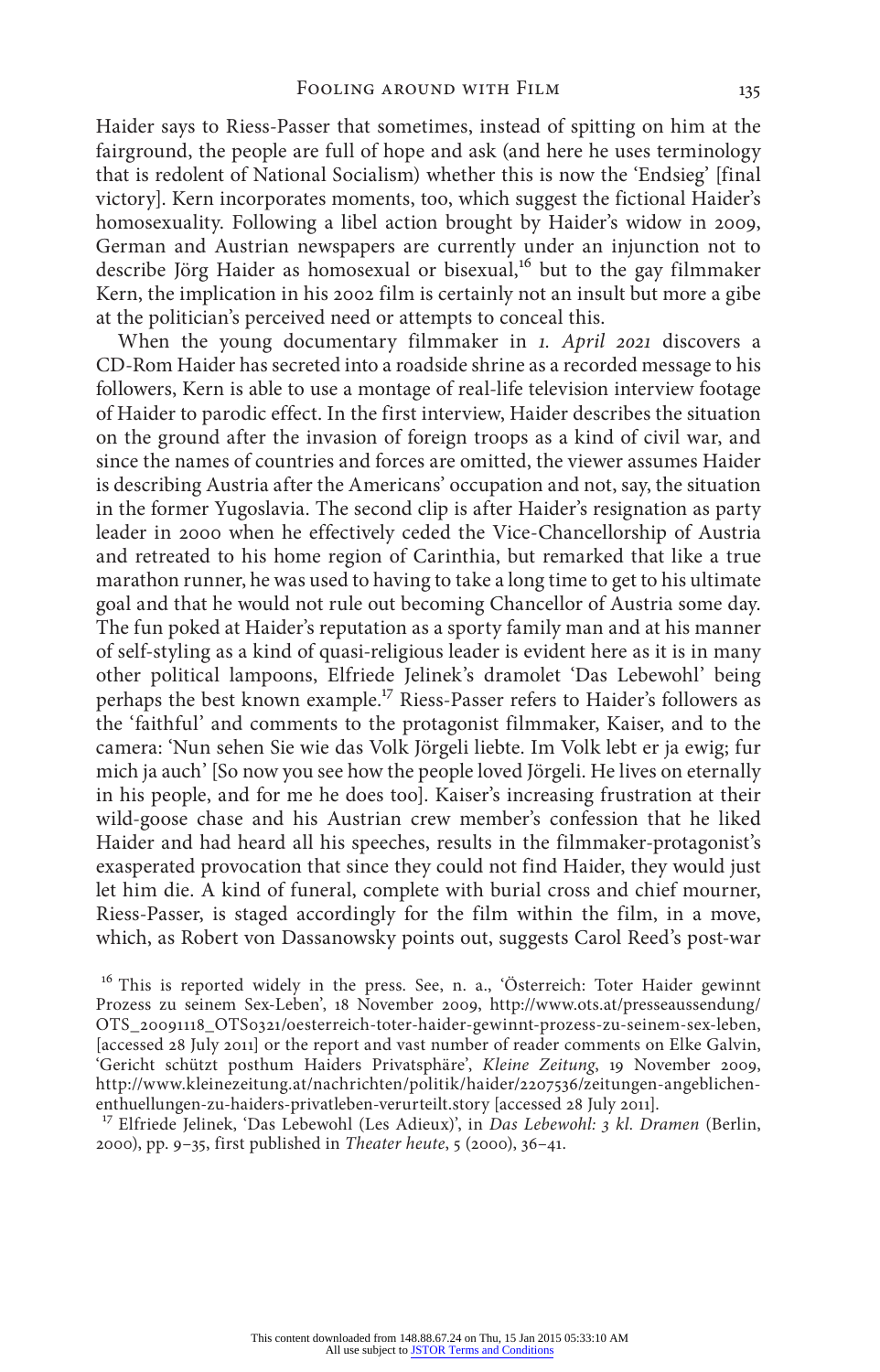Haider says to Riess-Passer that sometimes, instead of spitting on him at the fairground, the people are full of hope and ask (and here he uses terminology that is redolent of National Socialism) whether this is now the 'Endsieg' [final victory]. Kern incorporates moments, too, which suggest the fictional Haider's homosexuality. Following a libel action brought by Haider's widow in 2009, German and Austrian newspapers are currently under an injunction not to describe Jörg Haider as homosexual or bisexual,[16] but to the gay filmmaker Kern, the implication in his 2002 film is certainly not an insult but more a gibe at the politician's perceived need or attempts to conceal this.

When the young documentary filmmaker in *1. April 2021* discovers a CD-Rom Haider has secreted into a roadside shrine as a recorded message to his followers, Kern is able to use a montage of real-life television interview footage of Haider to parodic effect. In the first interview, Haider describes the situation on the ground after the invasion of foreign troops as a kind of civil war, and since the names of countries and forces are omitted, the viewer assumes Haider is describing Austria after the Americans' occupation and not, say, the situation in the former Yugoslavia. The second clip is after Haider's resignation as party leader in 2000 when he effectively ceded the Vice-Chancellorship of Austria and retreated to his home region of Carinthia, but remarked that like a true marathon runner, he was used to having to take a long time to get to his ultimate goal and that he would not rule out becoming Chancellor of Austria some day. The fun poked at Haider's reputation as a sporty family man and at his manner of self-styling as a kind of quasi-religious leader is evident here as it is in many other political lampoons, Elfriede Jelinek's dramolet 'Das Lebewohl' being perhaps the best known example.[17] Riess-Passer refers to Haider's followers as the 'faithful' and comments to the protagonist filmmaker, Kaiser, and to the camera: 'Nun sehen Sie wie das Volk Jörgeli liebte. Im Volk lebt er ja ewig; fur mich ja auch' [So now you see how the people loved Jörgeli. He lives on eternally in his people, and for me he does too]. Kaiser's increasing frustration at their wild-goose chase and his Austrian crew member's confession that he liked Haider and had heard all his speeches, results in the filmmaker-protagonist's exasperated provocation that since they could not find Haider, they would just let him die. A kind of funeral, complete with burial cross and chief mourner, Riess-Passer, is staged accordingly for the film within the film, in a move, which, as Robert von Dassanowsky points out, suggests Carol Reed's post-war

[16] This is reported widely in the press. See, n. a., 'Österreich: Toter Haider gewinnt Prozess zu seinem Sex-Leben', 18 November 2009, http://www.ots.at/presseaussendung/OTS_20091118_OTS0321/oesterreich-toter-haider-gewinnt-prozess-zu-seinem-sex-leben, [accessed 28 July 2011] or the report and vast number of reader comments on Elke Galvin, 'Gericht schützt posthum Haiders Privatsphäre', *Kleine Zeitung*, 19 November 2009, http://www.kleinezeitung.at/nachrichten/politik/haider/2207536/zeitungen-angeblichen-enthuellungen-zu-haiders-privatleben-verurteilt.story [accessed 28 July 2011].

[17] Elfriede Jelinek, 'Das Lebewohl (Les Adieux)', in *Das Lebewohl: 3 kl. Dramen* (Berlin, 2000), pp. 9–35, first published in *Theater heute*, 5 (2000), 36–41.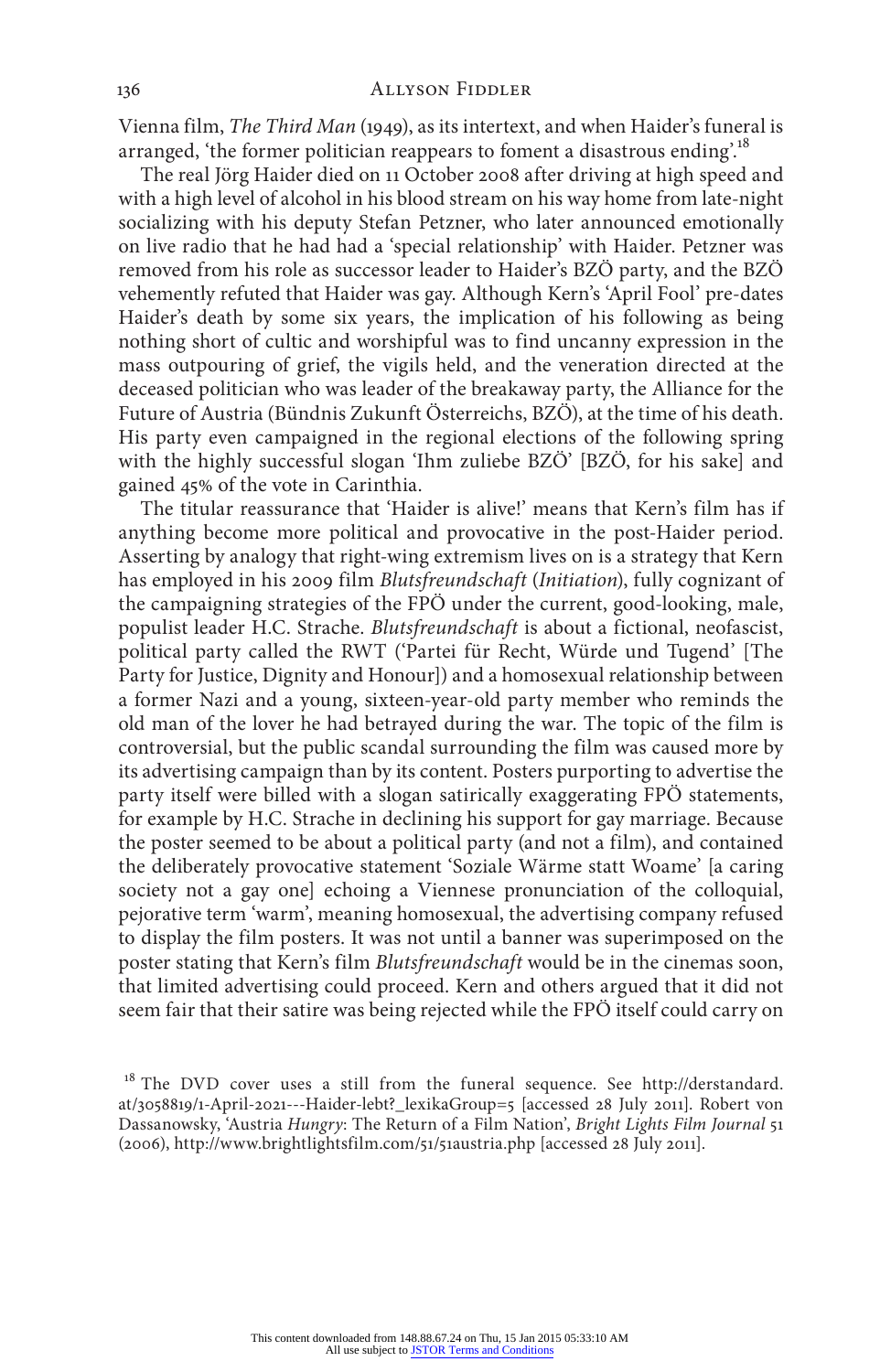Vienna film, *The Third Man* (1949), as its intertext, and when Haider's funeral is arranged, 'the former politician reappears to foment a disastrous ending'.[18]

The real Jörg Haider died on 11 October 2008 after driving at high speed and with a high level of alcohol in his blood stream on his way home from late-night socializing with his deputy Stefan Petzner, who later announced emotionally on live radio that he had had a 'special relationship' with Haider. Petzner was removed from his role as successor leader to Haider's BZÖ party, and the BZÖ vehemently refuted that Haider was gay. Although Kern's 'April Fool' pre-dates Haider's death by some six years, the implication of his following as being nothing short of cultic and worshipful was to find uncanny expression in the mass outpouring of grief, the vigils held, and the veneration directed at the deceased politician who was leader of the breakaway party, the Alliance for the Future of Austria (Bündnis Zukunft Österreichs, BZÖ), at the time of his death. His party even campaigned in the regional elections of the following spring with the highly successful slogan 'Ihm zuliebe BZÖ' [BZÖ, for his sake] and gained 45% of the vote in Carinthia.

The titular reassurance that 'Haider is alive!' means that Kern's film has if anything become more political and provocative in the post-Haider period. Asserting by analogy that right-wing extremism lives on is a strategy that Kern has employed in his 2009 film *Blutsfreundschaft* (*Initiation*), fully cognizant of the campaigning strategies of the FPÖ under the current, good-looking, male, populist leader H.C. Strache. *Blutsfreundschaft* is about a fictional, neofascist, political party called the RWT ('Partei für Recht, Würde und Tugend' [The Party for Justice, Dignity and Honour]) and a homosexual relationship between a former Nazi and a young, sixteen-year-old party member who reminds the old man of the lover he had betrayed during the war. The topic of the film is controversial, but the public scandal surrounding the film was caused more by its advertising campaign than by its content. Posters purporting to advertise the party itself were billed with a slogan satirically exaggerating FPÖ statements, for example by H.C. Strache in declining his support for gay marriage. Because the poster seemed to be about a political party (and not a film), and contained the deliberately provocative statement 'Soziale Wärme statt Woame' [a caring society not a gay one] echoing a Viennese pronunciation of the colloquial, pejorative term 'warm', meaning homosexual, the advertising company refused to display the film posters. It was not until a banner was superimposed on the poster stating that Kern's film *Blutsfreundschaft* would be in the cinemas soon, that limited advertising could proceed. Kern and others argued that it did not seem fair that their satire was being rejected while the FPÖ itself could carry on

[18] The DVD cover uses a still from the funeral sequence. See http://derstandard.at/3058819/1-April-2021---Haider-lebt?_lexikaGroup=5 [accessed 28 July 2011]. Robert von Dassanowsky, 'Austria *Hungry*: The Return of a Film Nation', *Bright Lights Film Journal* 51 (2006), http://www.brightlightsfilm.com/51/51austria.php [accessed 28 July 2011].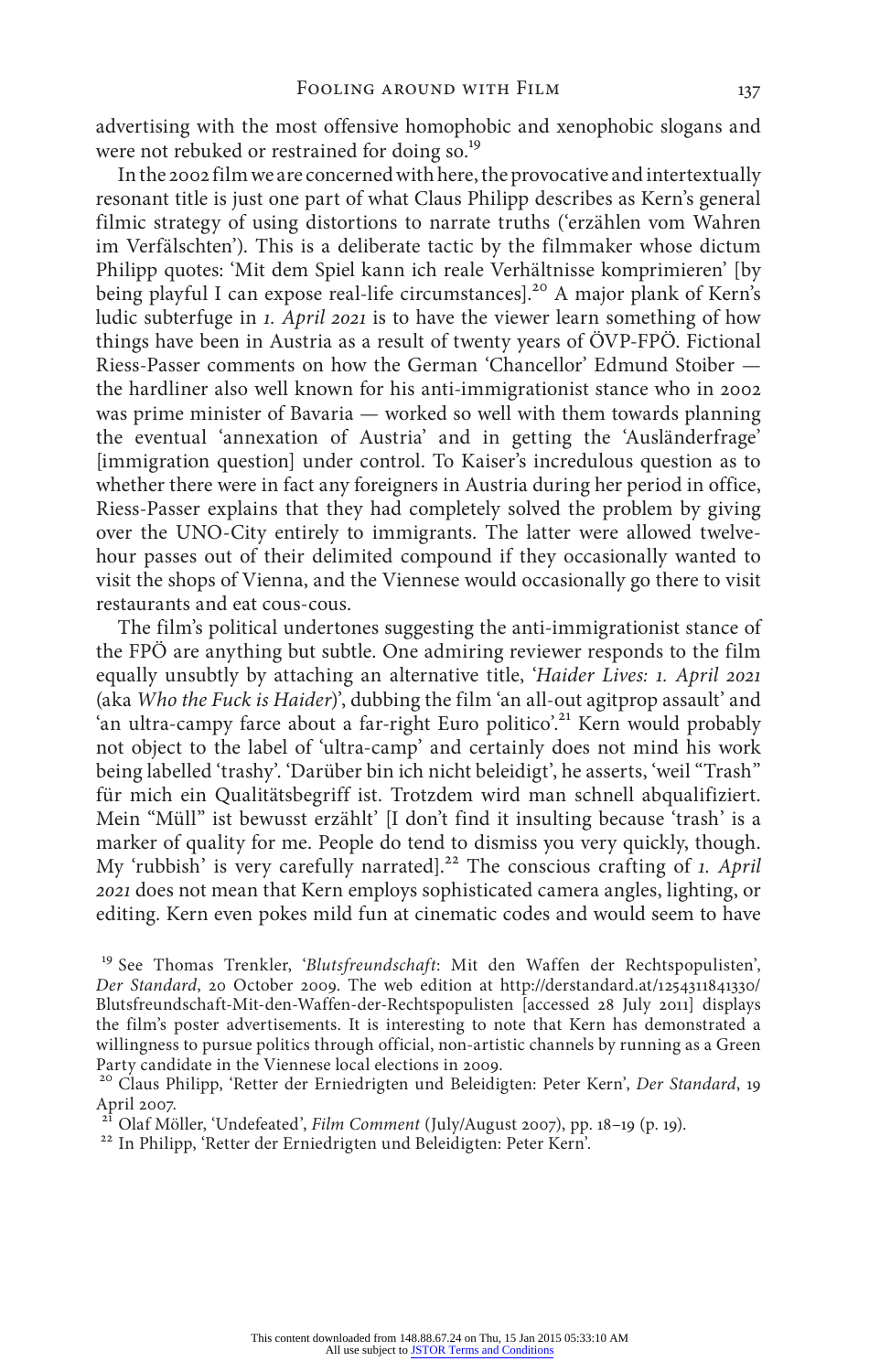advertising with the most offensive homophobic and xenophobic slogans and were not rebuked or restrained for doing so.[19]

In the 2002 film we are concerned with here, the provocative and intertextually resonant title is just one part of what Claus Philipp describes as Kern's general filmic strategy of using distortions to narrate truths ('erzählen vom Wahren im Verfälschten'). This is a deliberate tactic by the filmmaker whose dictum Philipp quotes: 'Mit dem Spiel kann ich reale Verhältnisse komprimieren' [by being playful I can expose real-life circumstances].[20] A major plank of Kern's ludic subterfuge in *1. April 2021* is to have the viewer learn something of how things have been in Austria as a result of twenty years of ÖVP-FPÖ. Fictional Riess-Passer comments on how the German 'Chancellor' Edmund Stoiber — the hardliner also well known for his anti-immigrationist stance who in 2002 was prime minister of Bavaria — worked so well with them towards planning the eventual 'annexation of Austria' and in getting the 'Ausländerfrage' [immigration question] under control. To Kaiser's incredulous question as to whether there were in fact any foreigners in Austria during her period in office, Riess-Passer explains that they had completely solved the problem by giving over the UNO-City entirely to immigrants. The latter were allowed twelve-hour passes out of their delimited compound if they occasionally wanted to visit the shops of Vienna, and the Viennese would occasionally go there to visit restaurants and eat cous-cous.

The film's political undertones suggesting the anti-immigrationist stance of the FPÖ are anything but subtle. One admiring reviewer responds to the film equally unsubtly by attaching an alternative title, '*Haider Lives: 1. April 2021* (aka *Who the Fuck is Haider*)', dubbing the film 'an all-out agitprop assault' and 'an ultra-campy farce about a far-right Euro politico'.[21] Kern would probably not object to the label of 'ultra-camp' and certainly does not mind his work being labelled 'trashy'. 'Darüber bin ich nicht beleidigt', he asserts, 'weil "Trash" für mich ein Qualitätsbegriff ist. Trotzdem wird man schnell abqualifiziert. Mein "Müll" ist bewusst erzählt' [I don't find it insulting because 'trash' is a marker of quality for me. People do tend to dismiss you very quickly, though. My 'rubbish' is very carefully narrated].[22] The conscious crafting of *1. April 2021* does not mean that Kern employs sophisticated camera angles, lighting, or editing. Kern even pokes mild fun at cinematic codes and would seem to have

[19] See Thomas Trenkler, '*Blutsfreundschaft*: Mit den Waffen der Rechtspopulisten', *Der Standard*, 20 October 2009. The web edition at http://derstandard.at/1254311841330/Blutsfreundschaft-Mit-den-Waffen-der-Rechtspopulisten [accessed 28 July 2011] displays the film's poster advertisements. It is interesting to note that Kern has demonstrated a willingness to pursue politics through official, non-artistic channels by running as a Green Party candidate in the Viennese local elections in 2009.

[20] Claus Philipp, 'Retter der Erniedrigten und Beleidigten: Peter Kern', *Der Standard*, 19 April 2007.

[21] Olaf Möller, 'Undefeated', *Film Comment* (July/August 2007), pp. 18–19 (p. 19).

[22] In Philipp, 'Retter der Erniedrigten und Beleidigten: Peter Kern'.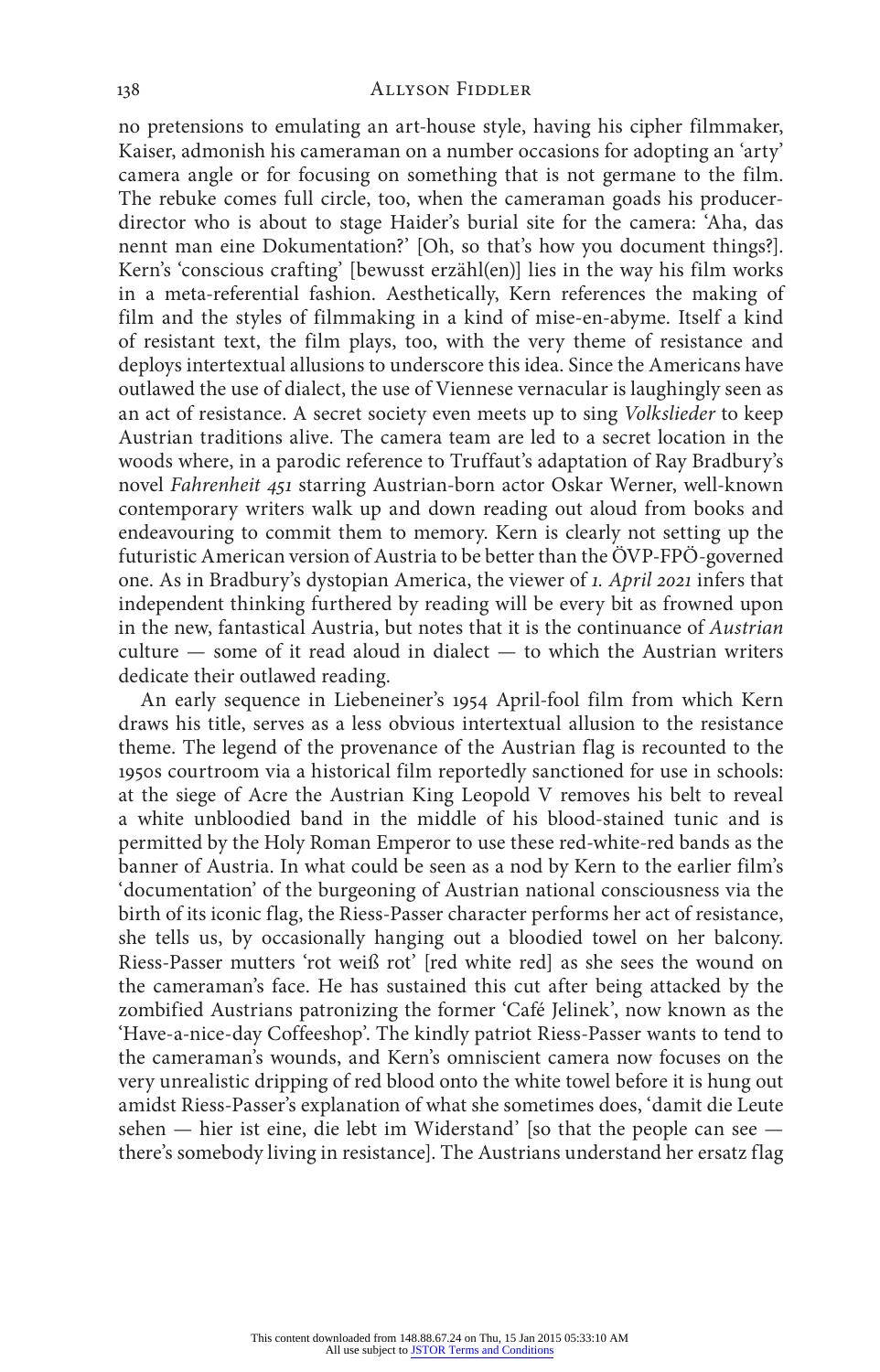no pretensions to emulating an art-house style, having his cipher filmmaker, Kaiser, admonish his cameraman on a number occasions for adopting an 'arty' camera angle or for focusing on something that is not germane to the film. The rebuke comes full circle, too, when the cameraman goads his producer-director who is about to stage Haider's burial site for the camera: 'Aha, das nennt man eine Dokumentation?' [Oh, so that's how you document things?]. Kern's 'conscious crafting' [bewusst erzähl(en)] lies in the way his film works in a meta-referential fashion. Aesthetically, Kern references the making of film and the styles of filmmaking in a kind of mise-en-abyme. Itself a kind of resistant text, the film plays, too, with the very theme of resistance and deploys intertextual allusions to underscore this idea. Since the Americans have outlawed the use of dialect, the use of Viennese vernacular is laughingly seen as an act of resistance. A secret society even meets up to sing *Volkslieder* to keep Austrian traditions alive. The camera team are led to a secret location in the woods where, in a parodic reference to Truffaut's adaptation of Ray Bradbury's novel *Fahrenheit 451* starring Austrian-born actor Oskar Werner, well-known contemporary writers walk up and down reading out aloud from books and endeavouring to commit them to memory. Kern is clearly not setting up the futuristic American version of Austria to be better than the ÖVP-FPÖ-governed one. As in Bradbury's dystopian America, the viewer of *1. April 2021* infers that independent thinking furthered by reading will be every bit as frowned upon in the new, fantastical Austria, but notes that it is the continuance of *Austrian* culture — some of it read aloud in dialect — to which the Austrian writers dedicate their outlawed reading.

An early sequence in Liebeneiner's 1954 April-fool film from which Kern draws his title, serves as a less obvious intertextual allusion to the resistance theme. The legend of the provenance of the Austrian flag is recounted to the 1950s courtroom via a historical film reportedly sanctioned for use in schools: at the siege of Acre the Austrian King Leopold V removes his belt to reveal a white unbloodied band in the middle of his blood-stained tunic and is permitted by the Holy Roman Emperor to use these red-white-red bands as the banner of Austria. In what could be seen as a nod by Kern to the earlier film's 'documentation' of the burgeoning of Austrian national consciousness via the birth of its iconic flag, the Riess-Passer character performs her act of resistance, she tells us, by occasionally hanging out a bloodied towel on her balcony. Riess-Passer mutters 'rot weiß rot' [red white red] as she sees the wound on the cameraman's face. He has sustained this cut after being attacked by the zombified Austrians patronizing the former 'Café Jelinek', now known as the 'Have-a-nice-day Coffeeshop'. The kindly patriot Riess-Passer wants to tend to the cameraman's wounds, and Kern's omniscient camera now focuses on the very unrealistic dripping of red blood onto the white towel before it is hung out amidst Riess-Passer's explanation of what she sometimes does, 'damit die Leute sehen — hier ist eine, die lebt im Widerstand' [so that the people can see — there's somebody living in resistance]. The Austrians understand her ersatz flag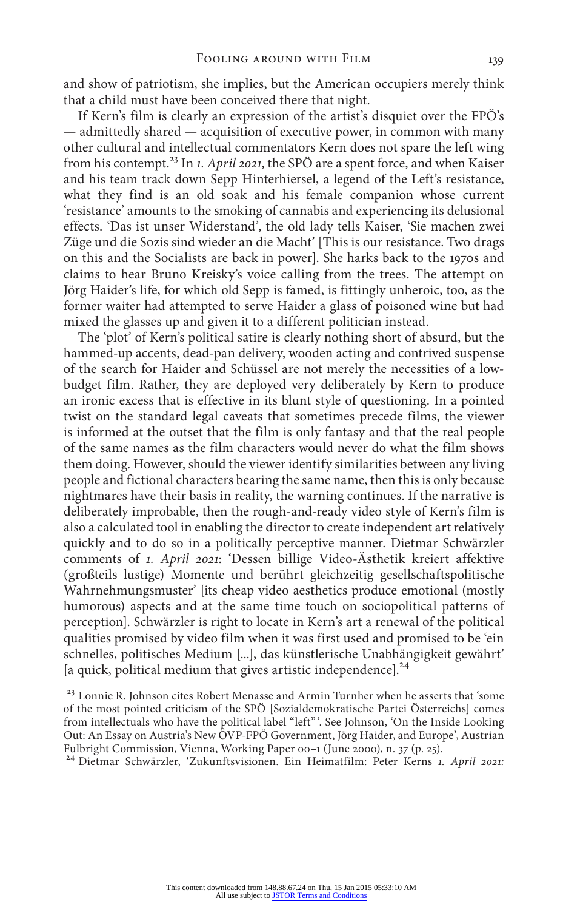and show of patriotism, she implies, but the American occupiers merely think that a child must have been conceived there that night.

If Kern's film is clearly an expression of the artist's disquiet over the FPÖ's — admittedly shared — acquisition of executive power, in common with many other cultural and intellectual commentators Kern does not spare the left wing from his contempt.[23] In *1. April 2021*, the SPÖ are a spent force, and when Kaiser and his team track down Sepp Hinterhiersel, a legend of the Left's resistance, what they find is an old soak and his female companion whose current 'resistance' amounts to the smoking of cannabis and experiencing its delusional effects. 'Das ist unser Widerstand', the old lady tells Kaiser, 'Sie machen zwei Züge und die Sozis sind wieder an die Macht' [This is our resistance. Two drags on this and the Socialists are back in power]. She harks back to the 1970s and claims to hear Bruno Kreisky's voice calling from the trees. The attempt on Jörg Haider's life, for which old Sepp is famed, is fittingly unheroic, too, as the former waiter had attempted to serve Haider a glass of poisoned wine but had mixed the glasses up and given it to a different politician instead.

The 'plot' of Kern's political satire is clearly nothing short of absurd, but the hammed-up accents, dead-pan delivery, wooden acting and contrived suspense of the search for Haider and Schüssel are not merely the necessities of a low-budget film. Rather, they are deployed very deliberately by Kern to produce an ironic excess that is effective in its blunt style of questioning. In a pointed twist on the standard legal caveats that sometimes precede films, the viewer is informed at the outset that the film is only fantasy and that the real people of the same names as the film characters would never do what the film shows them doing. However, should the viewer identify similarities between any living people and fictional characters bearing the same name, then this is only because nightmares have their basis in reality, the warning continues. If the narrative is deliberately improbable, then the rough-and-ready video style of Kern's film is also a calculated tool in enabling the director to create independent art relatively quickly and to do so in a politically perceptive manner. Dietmar Schwärzler comments of *1. April 2021*: 'Dessen billige Video-Ästhetik kreiert affektive (großteils lustige) Momente und berührt gleichzeitig gesellschaftspolitische Wahrnehmungsmuster' [its cheap video aesthetics produce emotional (mostly humorous) aspects and at the same time touch on sociopolitical patterns of perception]. Schwärzler is right to locate in Kern's art a renewal of the political qualities promised by video film when it was first used and promised to be 'ein schnelles, politisches Medium [...], das künstlerische Unabhängigkeit gewährt' [a quick, political medium that gives artistic independence].[24]

[23] Lonnie R. Johnson cites Robert Menasse and Armin Turnher when he asserts that 'some of the most pointed criticism of the SPÖ [Sozialdemokratische Partei Österreichs] comes from intellectuals who have the political label "left"'. See Johnson, 'On the Inside Looking Out: An Essay on Austria's New ÖVP-FPÖ Government, Jörg Haider, and Europe', Austrian Fulbright Commission, Vienna, Working Paper 00–1 (June 2000), n. 37 (p. 25).

[24] Dietmar Schwärzler, 'Zukunftsvisionen. Ein Heimatfilm: Peter Kerns *1. April 2021:*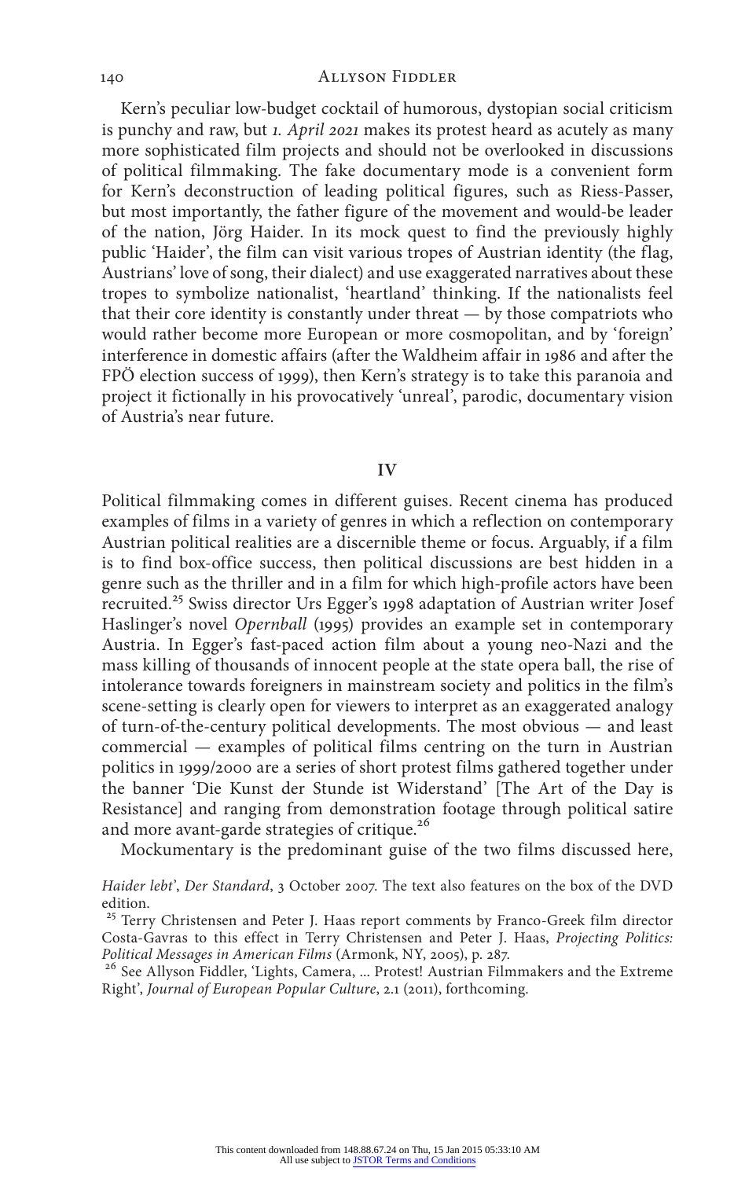Kern's peculiar low-budget cocktail of humorous, dystopian social criticism is punchy and raw, but *1. April 2021* makes its protest heard as acutely as many more sophisticated film projects and should not be overlooked in discussions of political filmmaking. The fake documentary mode is a convenient form for Kern's deconstruction of leading political figures, such as Riess-Passer, but most importantly, the father figure of the movement and would-be leader of the nation, Jörg Haider. In its mock quest to find the previously highly public 'Haider', the film can visit various tropes of Austrian identity (the flag, Austrians' love of song, their dialect) and use exaggerated narratives about these tropes to symbolize nationalist, 'heartland' thinking. If the nationalists feel that their core identity is constantly under threat — by those compatriots who would rather become more European or more cosmopolitan, and by 'foreign' interference in domestic affairs (after the Waldheim affair in 1986 and after the FPÖ election success of 1999), then Kern's strategy is to take this paranoia and project it fictionally in his provocatively 'unreal', parodic, documentary vision of Austria's near future.

## IV

Political filmmaking comes in different guises. Recent cinema has produced examples of films in a variety of genres in which a reflection on contemporary Austrian political realities are a discernible theme or focus. Arguably, if a film is to find box-office success, then political discussions are best hidden in a genre such as the thriller and in a film for which high-profile actors have been recruited.[25] Swiss director Urs Egger's 1998 adaptation of Austrian writer Josef Haslinger's novel *Opernball* (1995) provides an example set in contemporary Austria. In Egger's fast-paced action film about a young neo-Nazi and the mass killing of thousands of innocent people at the state opera ball, the rise of intolerance towards foreigners in mainstream society and politics in the film's scene-setting is clearly open for viewers to interpret as an exaggerated analogy of turn-of-the-century political developments. The most obvious — and least commercial — examples of political films centring on the turn in Austrian politics in 1999/2000 are a series of short protest films gathered together under the banner 'Die Kunst der Stunde ist Widerstand' [The Art of the Day is Resistance] and ranging from demonstration footage through political satire and more avant-garde strategies of critique.[26]

Mockumentary is the predominant guise of the two films discussed here,

*Haider lebt*', *Der Standard*, 3 October 2007. The text also features on the box of the DVD edition.

[25] Terry Christensen and Peter J. Haas report comments by Franco-Greek film director Costa-Gavras to this effect in Terry Christensen and Peter J. Haas, *Projecting Politics: Political Messages in American Films* (Armonk, NY, 2005), p. 287.

[26] See Allyson Fiddler, 'Lights, Camera, ... Protest! Austrian Filmmakers and the Extreme Right', *Journal of European Popular Culture*, 2.1 (2011), forthcoming.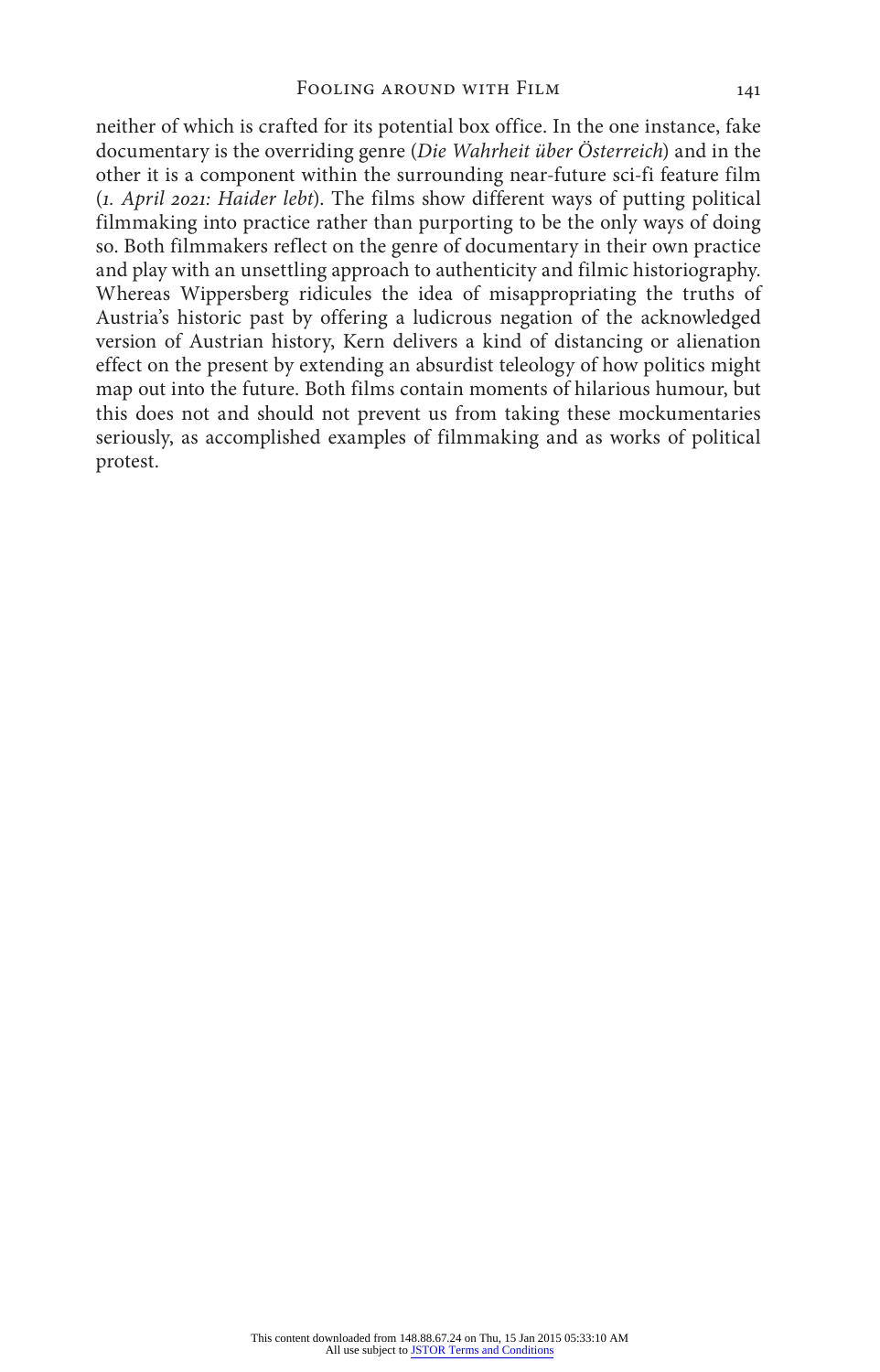neither of which is crafted for its potential box office. In the one instance, fake documentary is the overriding genre (*Die Wahrheit über Österreich*) and in the other it is a component within the surrounding near-future sci-fi feature film (*1. April 2021: Haider lebt*). The films show different ways of putting political filmmaking into practice rather than purporting to be the only ways of doing so. Both filmmakers reflect on the genre of documentary in their own practice and play with an unsettling approach to authenticity and filmic historiography. Whereas Wippersberg ridicules the idea of misappropriating the truths of Austria's historic past by offering a ludicrous negation of the acknowledged version of Austrian history, Kern delivers a kind of distancing or alienation effect on the present by extending an absurdist teleology of how politics might map out into the future. Both films contain moments of hilarious humour, but this does not and should not prevent us from taking these mockumentaries seriously, as accomplished examples of filmmaking and as works of political protest.